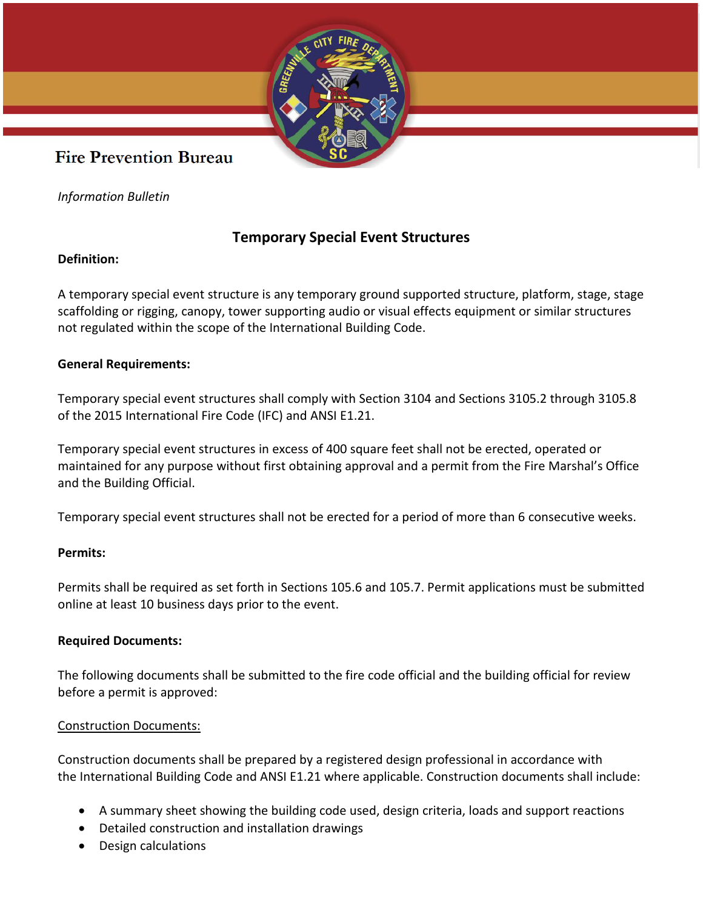**Fire Prevention Bureau**

*Information Bulletin*

# Temporary Special Event Structures

**Definition:**

A temporary special event structure is any temporary ground supported structure, platform, stage, stage scaffolding or rigging, canopy, tower supporting audio or visual effects equipment or similar structures not regulated within the scope of the International Building Code.

**General Requirements:**

Temporary special event structures shall comply with Section 3104 and Sections 3105.2 through 3105.8 of the 2015 International Fire Code (IFC) and ANSI E1.21.

Temporary special event structures in excess of 400 square feet shall not be erected, operated or maintained for any purpose without first obtaining approval and a permit from the Fire Marshal's Office and the Building Official.

Temporary special event structures shall not be erected for a period of more than 6 consecutive weeks.

**Permits:**

Permits shall be required as set forth in Sections 105.6 and 105.7. Permit applications must be submitted online at least 10 business days prior to the event.

**Required Documents:**

The following documents shall be submitted to the fire code official and the building official for review before a permit is approved:

Construction Documents:

Construction documents shall be prepared by a registered design professional in accordance with the International Building Code and ANSI E1.21 where applicable. Construction documents shall include:

- A summary sheet showing the building code used, design criteria, loads and support reactions
- Detailed construction and installation drawings
- Design calculations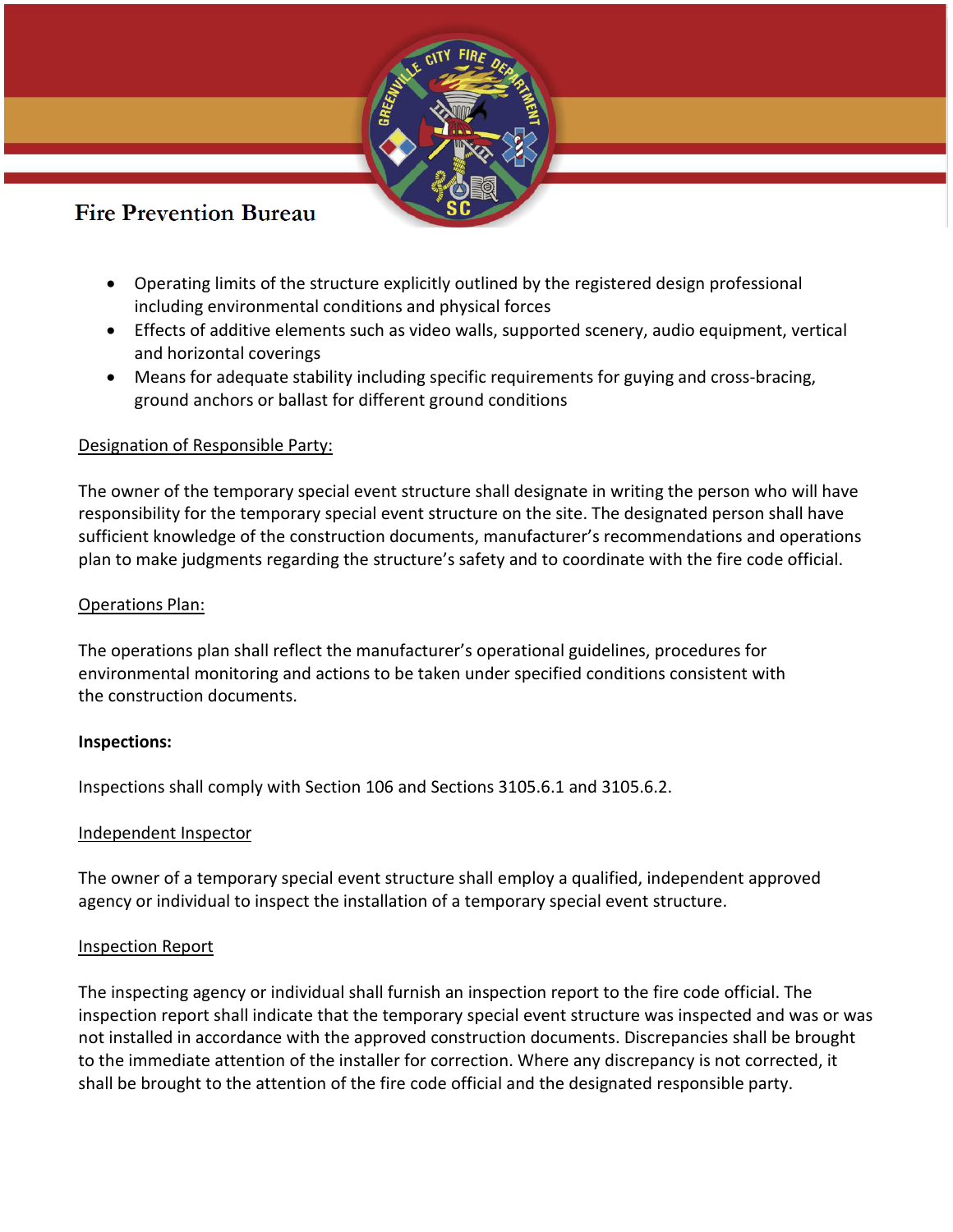- Operating limits of the structure explicitly outlined by the registered design professional including environmental conditions and physical forces
- Effects of additive elements such as video walls, supported scenery, audio equipment, vertical and horizontal coverings
- Means for adequate stability including specific requirements for guying and cross-bracing, ground anchors or ballast for different ground conditions

Designation of Responsible Party:

The owner of the temporary special event structure shall designate in writing the person who will have responsibility for the temporary special event structure on the site. The designated person shall have sufficient knowledge of the construction documents, manufacturer's recommendations and operations plan to make judgments regarding the structure's safety and to coordinate with the fire code official.

Operations Plan:

The operations plan shall reflect the manufacturer's operational guidelines, procedures for environmental monitoring and actions to be taken under specified conditions consistent with the construction documents.

**Inspections:**

Inspections shall comply with Section 106 and Sections 3105.6.1 and 3105.6.2.

Independent Inspector

The owner of a temporary special event structure shall employ a qualified, independent approved agency or individual to inspect the installation of a temporary special event structure.

Inspection Report

The inspecting agency or individual shall furnish an inspection report to the fire code official. The inspection report shall indicate that the temporary special event structure was inspected and was or was not installed in accordance with the approved construction documents. Discrepancies shall be brought to the immediate attention of the installer for correction. Where any discrepancy is not corrected, it shall be brought to the attention of the fire code official and the designated responsible party.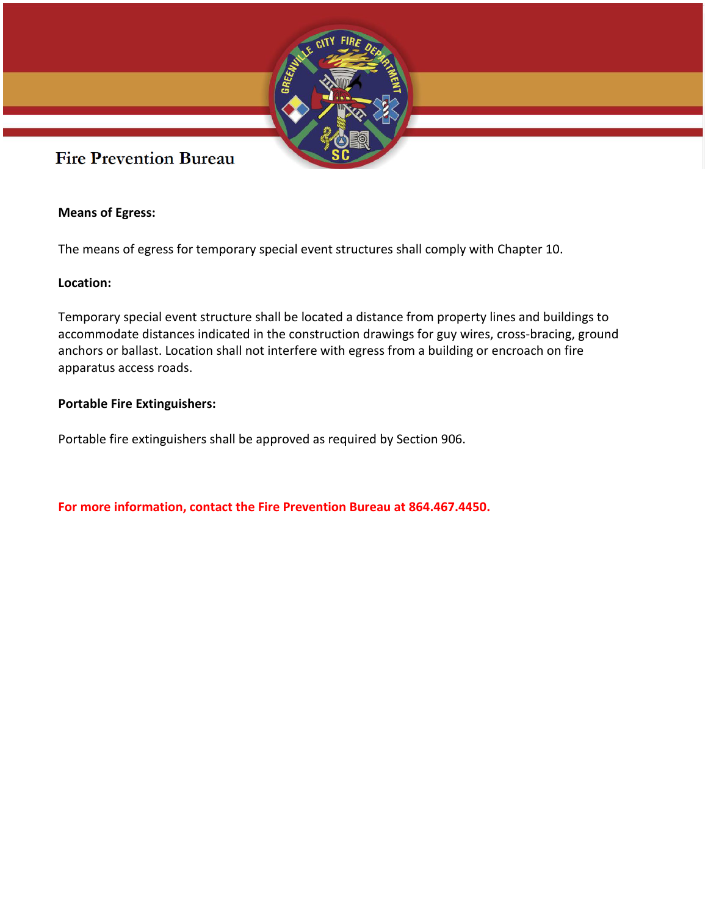**Means of Egress:**

The means of egress for temporary special event structures shall comply with Chapter 10.

**Location:**

Temporary special event structure shall be located a distance from property lines and buildings to accommodate distances indicated in the construction drawings for guy wires, cross-bracing, ground anchors or ballast. Location shall not interfere with egress from a building or encroach on fire apparatus access roads.

**Portable Fire Extinguishers:**

Portable fire extinguishers shall be approved as required by Section 906.

**For more information, contact the Fire Prevention Bureau at 864.467.4450.**